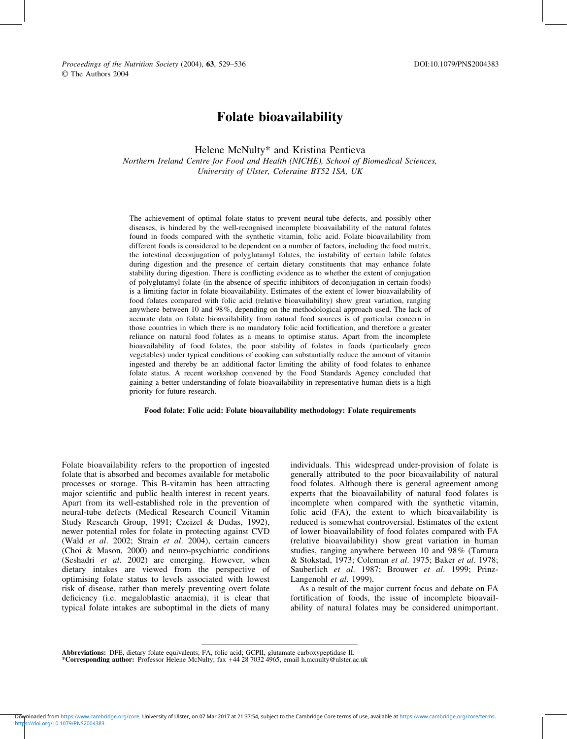# Folate bioavailability

Helene McNulty* and Kristina Pentieva

*Northern Ireland Centre for Food and Health (NICHE), School of Biomedical Sciences, University of Ulster, Coleraine BT52 1SA, UK*

The achievement of optimal folate status to prevent neural-tube defects, and possibly other diseases, is hindered by the well-recognised incomplete bioavailability of the natural folates found in foods compared with the synthetic vitamin, folic acid. Folate bioavailability from different foods is considered to be dependent on a number of factors, including the food matrix, the intestinal deconjugation of polyglutamyl folates, the instability of certain labile folates during digestion and the presence of certain dietary constituents that may enhance folate stability during digestion. There is conflicting evidence as to whether the extent of conjugation of polyglutamyl folate (in the absence of specific inhibitors of deconjugation in certain foods) is a limiting factor in folate bioavailability. Estimates of the extent of lower bioavailability of food folates compared with folic acid (relative bioavailability) show great variation, ranging anywhere between 10 and 98%, depending on the methodological approach used. The lack of accurate data on folate bioavailability from natural food sources is of particular concern in those countries in which there is no mandatory folic acid fortification, and therefore a greater reliance on natural food folates as a means to optimise status. Apart from the incomplete bioavailability of food folates, the poor stability of folates in foods (particularly green vegetables) under typical conditions of cooking can substantially reduce the amount of vitamin ingested and thereby be an additional factor limiting the ability of food folates to enhance folate status. A recent workshop convened by the Food Standards Agency concluded that gaining a better understanding of folate bioavailability in representative human diets is a high priority for future research.

**Food folate: Folic acid: Folate bioavailability methodology: Folate requirements**

Folate bioavailability refers to the proportion of ingested folate that is absorbed and becomes available for metabolic processes or storage. This B-vitamin has been attracting major scientific and public health interest in recent years. Apart from its well-established role in the prevention of neural-tube defects (Medical Research Council Vitamin Study Research Group, 1991; Czeizel & Dudas, 1992), newer potential roles for folate in protecting against CVD (Wald *et al*. 2002; Strain *et al*. 2004), certain cancers (Choi & Mason, 2000) and neuro-psychiatric conditions (Seshadri *et al*. 2002) are emerging. However, when dietary intakes are viewed from the perspective of optimising folate status to levels associated with lowest risk of disease, rather than merely preventing overt folate deficiency (i.e. megaloblastic anaemia), it is clear that typical folate intakes are suboptimal in the diets of many individuals. This widespread under-provision of folate is generally attributed to the poor bioavailability of natural food folates. Although there is general agreement among experts that the bioavailability of natural food folates is incomplete when compared with the synthetic vitamin, folic acid (FA), the extent to which bioavailability is reduced is somewhat controversial. Estimates of the extent of lower bioavailability of food folates compared with FA (relative bioavailability) show great variation in human studies, ranging anywhere between 10 and 98% (Tamura & Stokstad, 1973; Coleman *et al*. 1975; Baker *et al*. 1978; Sauberlich *et al*. 1987; Brouwer *et al*. 1999; Prinz-Langenohl *et al*. 1999).

As a result of the major current focus and debate on FA fortification of foods, the issue of incomplete bioavailability of natural folates may be considered unimportant.

**Abbreviations:** DFE, dietary folate equivalents; FA, folic acid; GCPII, glutamate carboxypeptidase II.
***Corresponding author:** Professor Helene McNulty, fax +44 28 7032 4965, email h.mcnulty@ulster.ac.uk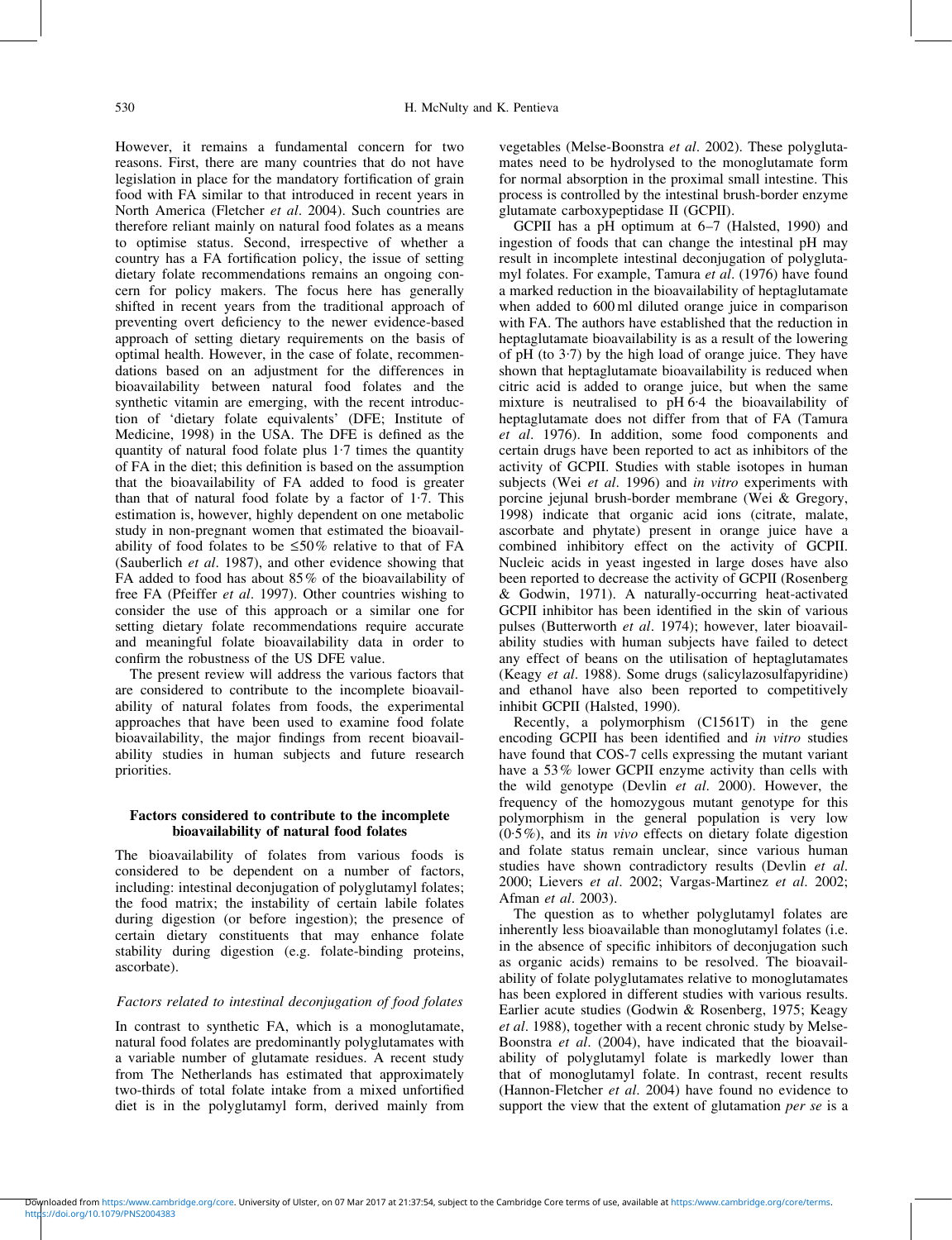However, it remains a fundamental concern for two reasons. First, there are many countries that do not have legislation in place for the mandatory fortification of grain food with FA similar to that introduced in recent years in North America (Fletcher *et al*. 2004). Such countries are therefore reliant mainly on natural food folates as a means to optimise status. Second, irrespective of whether a country has a FA fortification policy, the issue of setting dietary folate recommendations remains an ongoing concern for policy makers. The focus here has generally shifted in recent years from the traditional approach of preventing overt deficiency to the newer evidence-based approach of setting dietary requirements on the basis of optimal health. However, in the case of folate, recommendations based on an adjustment for the differences in bioavailability between natural food folates and the synthetic vitamin are emerging, with the recent introduction of 'dietary folate equivalents' (DFE; Institute of Medicine, 1998) in the USA. The DFE is defined as the quantity of natural food folate plus 1·7 times the quantity of FA in the diet; this definition is based on the assumption that the bioavailability of FA added to food is greater than that of natural food folate by a factor of 1·7. This estimation is, however, highly dependent on one metabolic study in non-pregnant women that estimated the bioavailability of food folates to be ≤50% relative to that of FA (Sauberlich *et al*. 1987), and other evidence showing that FA added to food has about 85% of the bioavailability of free FA (Pfeiffer *et al*. 1997). Other countries wishing to consider the use of this approach or a similar one for setting dietary folate recommendations require accurate and meaningful folate bioavailability data in order to confirm the robustness of the US DFE value.

The present review will address the various factors that are considered to contribute to the incomplete bioavailability of natural folates from foods, the experimental approaches that have been used to examine food folate bioavailability, the major findings from recent bioavailability studies in human subjects and future research priorities.

## Factors considered to contribute to the incomplete bioavailability of natural food folates

The bioavailability of folates from various foods is considered to be dependent on a number of factors, including: intestinal deconjugation of polyglutamyl folates; the food matrix; the instability of certain labile folates during digestion (or before ingestion); the presence of certain dietary constituents that may enhance folate stability during digestion (e.g. folate-binding proteins, ascorbate).

### *Factors related to intestinal deconjugation of food folates*

In contrast to synthetic FA, which is a monoglutamate, natural food folates are predominantly polyglutamates with a variable number of glutamate residues. A recent study from The Netherlands has estimated that approximately two-thirds of total folate intake from a mixed unfortified diet is in the polyglutamyl form, derived mainly from vegetables (Melse-Boonstra *et al*. 2002). These polyglutamates need to be hydrolysed to the monoglutamate form for normal absorption in the proximal small intestine. This process is controlled by the intestinal brush-border enzyme glutamate carboxypeptidase II (GCPII).

GCPII has a pH optimum at 6–7 (Halsted, 1990) and ingestion of foods that can change the intestinal pH may result in incomplete intestinal deconjugation of polyglutamyl folates. For example, Tamura *et al*. (1976) have found a marked reduction in the bioavailability of heptaglutamate when added to 600 ml diluted orange juice in comparison with FA. The authors have established that the reduction in heptaglutamate bioavailability is as a result of the lowering of pH (to 3·7) by the high load of orange juice. They have shown that heptaglutamate bioavailability is reduced when citric acid is added to orange juice, but when the same mixture is neutralised to pH 6·4 the bioavailability of heptaglutamate does not differ from that of FA (Tamura *et al*. 1976). In addition, some food components and certain drugs have been reported to act as inhibitors of the activity of GCPII. Studies with stable isotopes in human subjects (Wei *et al*. 1996) and *in vitro* experiments with porcine jejunal brush-border membrane (Wei & Gregory, 1998) indicate that organic acid ions (citrate, malate, ascorbate and phytate) present in orange juice have a combined inhibitory effect on the activity of GCPII. Nucleic acids in yeast ingested in large doses have also been reported to decrease the activity of GCPII (Rosenberg & Godwin, 1971). A naturally-occurring heat-activated GCPII inhibitor has been identified in the skin of various pulses (Butterworth *et al*. 1974); however, later bioavailability studies with human subjects have failed to detect any effect of beans on the utilisation of heptaglutamates (Keagy *et al*. 1988). Some drugs (salicylazosulfapyridine) and ethanol have also been reported to competitively inhibit GCPII (Halsted, 1990).

Recently, a polymorphism (C1561T) in the gene encoding GCPII has been identified and *in vitro* studies have found that COS-7 cells expressing the mutant variant have a 53% lower GCPII enzyme activity than cells with the wild genotype (Devlin *et al*. 2000). However, the frequency of the homozygous mutant genotype for this polymorphism in the general population is very low (0·5%), and its *in vivo* effects on dietary folate digestion and folate status remain unclear, since various human studies have shown contradictory results (Devlin *et al*. 2000; Lievers *et al*. 2002; Vargas-Martinez *et al*. 2002; Afman *et al*. 2003).

The question as to whether polyglutamyl folates are inherently less bioavailable than monoglutamyl folates (i.e. in the absence of specific inhibitors of deconjugation such as organic acids) remains to be resolved. The bioavailability of folate polyglutamates relative to monoglutamates has been explored in different studies with various results. Earlier acute studies (Godwin & Rosenberg, 1975; Keagy *et al*. 1988), together with a recent chronic study by Melse-Boonstra *et al*. (2004), have indicated that the bioavailability of polyglutamyl folate is markedly lower than that of monoglutamyl folate. In contrast, recent results (Hannon-Fletcher *et al*. 2004) have found no evidence to support the view that the extent of glutamation *per se* is a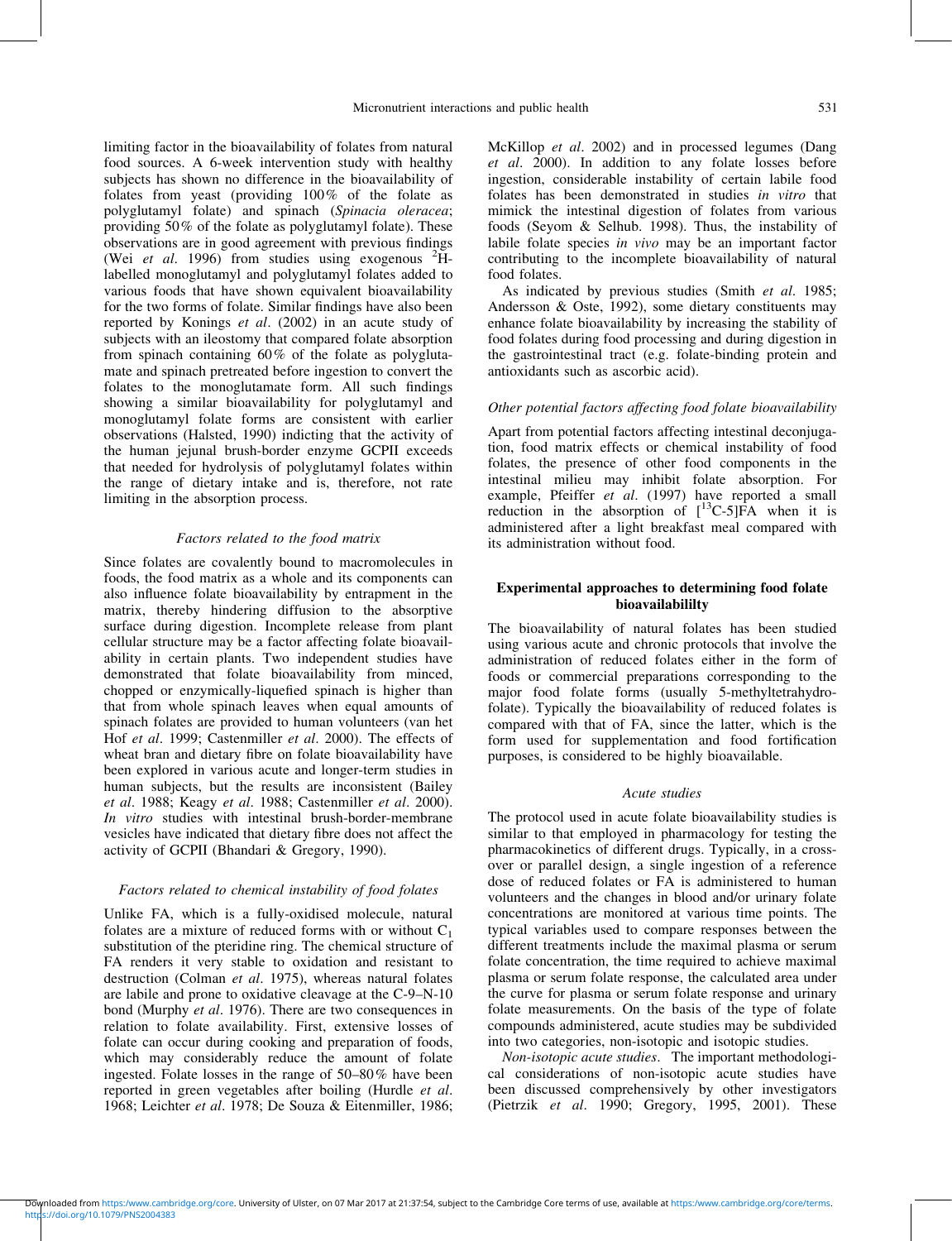limiting factor in the bioavailability of folates from natural food sources. A 6-week intervention study with healthy subjects has shown no difference in the bioavailability of folates from yeast (providing 100% of the folate as polyglutamyl folate) and spinach (*Spinacia oleracea*; providing 50% of the folate as polyglutamyl folate). These observations are in good agreement with previous findings (Wei *et al*. 1996) from studies using exogenous $^{2}$H-labelled monoglutamyl and polyglutamyl folates added to various foods that have shown equivalent bioavailability for the two forms of folate. Similar findings have also been reported by Konings *et al*. (2002) in an acute study of subjects with an ileostomy that compared folate absorption from spinach containing 60% of the folate as polyglutamate and spinach pretreated before ingestion to convert the folates to the monoglutamate form. All such findings showing a similar bioavailability for polyglutamyl and monoglutamyl folate forms are consistent with earlier observations (Halsted, 1990) indicting that the activity of the human jejunal brush-border enzyme GCPII exceeds that needed for hydrolysis of polyglutamyl folates within the range of dietary intake and is, therefore, not rate limiting in the absorption process.

#### *Factors related to the food matrix*

Since folates are covalently bound to macromolecules in foods, the food matrix as a whole and its components can also influence folate bioavailability by entrapment in the matrix, thereby hindering diffusion to the absorptive surface during digestion. Incomplete release from plant cellular structure may be a factor affecting folate bioavailability in certain plants. Two independent studies have demonstrated that folate bioavailability from minced, chopped or enzymically-liquefied spinach is higher than that from whole spinach leaves when equal amounts of spinach folates are provided to human volunteers (van het Hof *et al*. 1999; Castenmiller *et al*. 2000). The effects of wheat bran and dietary fibre on folate bioavailability have been explored in various acute and longer-term studies in human subjects, but the results are inconsistent (Bailey *et al*. 1988; Keagy *et al*. 1988; Castenmiller *et al*. 2000). *In vitro* studies with intestinal brush-border-membrane vesicles have indicated that dietary fibre does not affect the activity of GCPII (Bhandari & Gregory, 1990).

#### *Factors related to chemical instability of food folates*

Unlike FA, which is a fully-oxidised molecule, natural folates are a mixture of reduced forms with or without $C_1$ substitution of the pteridine ring. The chemical structure of FA renders it very stable to oxidation and resistant to destruction (Colman *et al*. 1975), whereas natural folates are labile and prone to oxidative cleavage at the C-9–N-10 bond (Murphy *et al*. 1976). There are two consequences in relation to folate availability. First, extensive losses of folate can occur during cooking and preparation of foods, which may considerably reduce the amount of folate ingested. Folate losses in the range of 50–80% have been reported in green vegetables after boiling (Hurdle *et al*. 1968; Leichter *et al*. 1978; De Souza & Eitenmiller, 1986; McKillop *et al*. 2002) and in processed legumes (Dang *et al*. 2000). In addition to any folate losses before ingestion, considerable instability of certain labile food folates has been demonstrated in studies *in vitro* that mimick the intestinal digestion of folates from various foods (Seyom & Selhub. 1998). Thus, the instability of labile folate species *in vivo* may be an important factor contributing to the incomplete bioavailability of natural food folates.

As indicated by previous studies (Smith *et al*. 1985; Andersson & Oste, 1992), some dietary constituents may enhance folate bioavailability by increasing the stability of food folates during food processing and during digestion in the gastrointestinal tract (e.g. folate-binding protein and antioxidants such as ascorbic acid).

#### *Other potential factors affecting food folate bioavailability*

Apart from potential factors affecting intestinal deconjugation, food matrix effects or chemical instability of food folates, the presence of other food components in the intestinal milieu may inhibit folate absorption. For example, Pfeiffer *et al*. (1997) have reported a small reduction in the absorption of [$^{13}$C-5]FA when it is administered after a light breakfast meal compared with its administration without food.

### Experimental approaches to determining food folate bioavailabililty

The bioavailability of natural folates has been studied using various acute and chronic protocols that involve the administration of reduced folates either in the form of foods or commercial preparations corresponding to the major food folate forms (usually 5-methyltetrahydrofolate). Typically the bioavailability of reduced folates is compared with that of FA, since the latter, which is the form used for supplementation and food fortification purposes, is considered to be highly bioavailable.

#### *Acute studies*

The protocol used in acute folate bioavailability studies is similar to that employed in pharmacology for testing the pharmacokinetics of different drugs. Typically, in a crossover or parallel design, a single ingestion of a reference dose of reduced folates or FA is administered to human volunteers and the changes in blood and/or urinary folate concentrations are monitored at various time points. The typical variables used to compare responses between the different treatments include the maximal plasma or serum folate concentration, the time required to achieve maximal plasma or serum folate response, the calculated area under the curve for plasma or serum folate response and urinary folate measurements. On the basis of the type of folate compounds administered, acute studies may be subdivided into two categories, non-isotopic and isotopic studies.

*Non-isotopic acute studies*. The important methodological considerations of non-isotopic acute studies have been discussed comprehensively by other investigators (Pietrzik *et al*. 1990; Gregory, 1995, 2001). These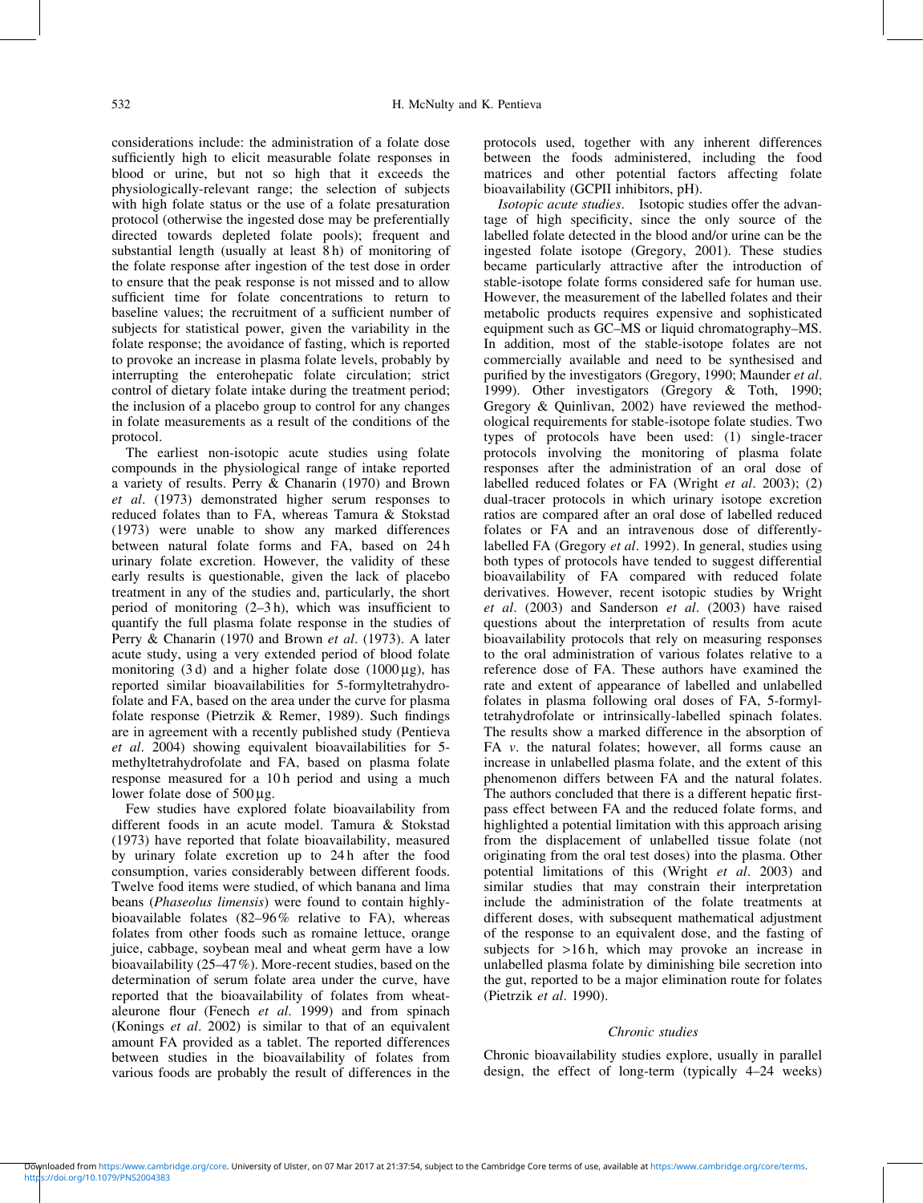considerations include: the administration of a folate dose sufficiently high to elicit measurable folate responses in blood or urine, but not so high that it exceeds the physiologically-relevant range; the selection of subjects with high folate status or the use of a folate presaturation protocol (otherwise the ingested dose may be preferentially directed towards depleted folate pools); frequent and substantial length (usually at least 8 h) of monitoring of the folate response after ingestion of the test dose in order to ensure that the peak response is not missed and to allow sufficient time for folate concentrations to return to baseline values; the recruitment of a sufficient number of subjects for statistical power, given the variability in the folate response; the avoidance of fasting, which is reported to provoke an increase in plasma folate levels, probably by interrupting the enterohepatic folate circulation; strict control of dietary folate intake during the treatment period; the inclusion of a placebo group to control for any changes in folate measurements as a result of the conditions of the protocol.

The earliest non-isotopic acute studies using folate compounds in the physiological range of intake reported a variety of results. Perry & Chanarin (1970) and Brown *et al*. (1973) demonstrated higher serum responses to reduced folates than to FA, whereas Tamura & Stokstad (1973) were unable to show any marked differences between natural folate forms and FA, based on 24 h urinary folate excretion. However, the validity of these early results is questionable, given the lack of placebo treatment in any of the studies and, particularly, the short period of monitoring (2–3 h), which was insufficient to quantify the full plasma folate response in the studies of Perry & Chanarin (1970 and Brown *et al*. (1973). A later acute study, using a very extended period of blood folate monitoring (3 d) and a higher folate dose (1000 μg), has reported similar bioavailabilities for 5-formyltetrahydrofolate and FA, based on the area under the curve for plasma folate response (Pietrzik & Remer, 1989). Such findings are in agreement with a recently published study (Pentieva *et al*. 2004) showing equivalent bioavailabilities for 5-methyltetrahydrofolate and FA, based on plasma folate response measured for a 10 h period and using a much lower folate dose of 500 μg.

Few studies have explored folate bioavailability from different foods in an acute model. Tamura & Stokstad (1973) have reported that folate bioavailability, measured by urinary folate excretion up to 24 h after the food consumption, varies considerably between different foods. Twelve food items were studied, of which banana and lima beans (*Phaseolus limensis*) were found to contain highly-bioavailable folates (82–96% relative to FA), whereas folates from other foods such as romaine lettuce, orange juice, cabbage, soybean meal and wheat germ have a low bioavailability (25–47%). More-recent studies, based on the determination of serum folate area under the curve, have reported that the bioavailability of folates from wheat-aleurone flour (Fenech *et al*. 1999) and from spinach (Konings *et al*. 2002) is similar to that of an equivalent amount FA provided as a tablet. The reported differences between studies in the bioavailability of folates from various foods are probably the result of differences in the protocols used, together with any inherent differences between the foods administered, including the food matrices and other potential factors affecting folate bioavailability (GCPII inhibitors, pH).

*Isotopic acute studies*. Isotopic studies offer the advantage of high specificity, since the only source of the labelled folate detected in the blood and/or urine can be the ingested folate isotope (Gregory, 2001). These studies became particularly attractive after the introduction of stable-isotope folate forms considered safe for human use. However, the measurement of the labelled folates and their metabolic products requires expensive and sophisticated equipment such as GC–MS or liquid chromatography–MS. In addition, most of the stable-isotope folates are not commercially available and need to be synthesised and purified by the investigators (Gregory, 1990; Maunder *et al*. 1999). Other investigators (Gregory & Toth, 1990; Gregory & Quinlivan, 2002) have reviewed the methodological requirements for stable-isotope folate studies. Two types of protocols have been used: (1) single-tracer protocols involving the monitoring of plasma folate responses after the administration of an oral dose of labelled reduced folates or FA (Wright *et al*. 2003); (2) dual-tracer protocols in which urinary isotope excretion ratios are compared after an oral dose of labelled reduced folates or FA and an intravenous dose of differently-labelled FA (Gregory *et al*. 1992). In general, studies using both types of protocols have tended to suggest differential bioavailability of FA compared with reduced folate derivatives. However, recent isotopic studies by Wright *et al*. (2003) and Sanderson *et al*. (2003) have raised questions about the interpretation of results from acute bioavailability protocols that rely on measuring responses to the oral administration of various folates relative to a reference dose of FA. These authors have examined the rate and extent of appearance of labelled and unlabelled folates in plasma following oral doses of FA, 5-formyltetrahydrofolate or intrinsically-labelled spinach folates. The results show a marked difference in the absorption of FA *v*. the natural folates; however, all forms cause an increase in unlabelled plasma folate, and the extent of this phenomenon differs between FA and the natural folates. The authors concluded that there is a different hepatic first-pass effect between FA and the reduced folate forms, and highlighted a potential limitation with this approach arising from the displacement of unlabelled tissue folate (not originating from the oral test doses) into the plasma. Other potential limitations of this (Wright *et al*. 2003) and similar studies that may constrain their interpretation include the administration of the folate treatments at different doses, with subsequent mathematical adjustment of the response to an equivalent dose, and the fasting of subjects for >16 h, which may provoke an increase in unlabelled plasma folate by diminishing bile secretion into the gut, reported to be a major elimination route for folates (Pietrzik *et al*. 1990).

### *Chronic studies*

Chronic bioavailability studies explore, usually in parallel design, the effect of long-term (typically 4–24 weeks)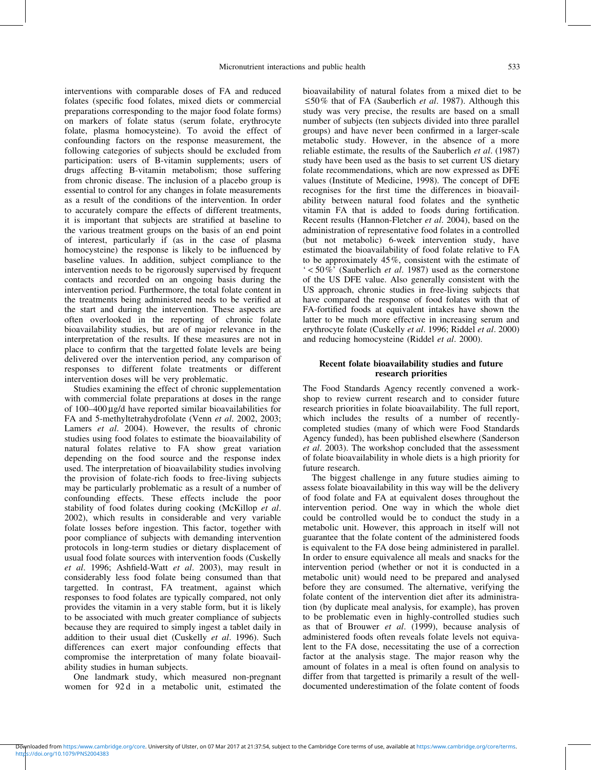interventions with comparable doses of FA and reduced folates (specific food folates, mixed diets or commercial preparations corresponding to the major food folate forms) on markers of folate status (serum folate, erythrocyte folate, plasma homocysteine). To avoid the effect of confounding factors on the response measurement, the following categories of subjects should be excluded from participation: users of B-vitamin supplements; users of drugs affecting B-vitamin metabolism; those suffering from chronic disease. The inclusion of a placebo group is essential to control for any changes in folate measurements as a result of the conditions of the intervention. In order to accurately compare the effects of different treatments, it is important that subjects are stratified at baseline to the various treatment groups on the basis of an end point of interest, particularly if (as in the case of plasma homocysteine) the response is likely to be influenced by baseline values. In addition, subject compliance to the intervention needs to be rigorously supervised by frequent contacts and recorded on an ongoing basis during the intervention period. Furthermore, the total folate content in the treatments being administered needs to be verified at the start and during the intervention. These aspects are often overlooked in the reporting of chronic folate bioavailability studies, but are of major relevance in the interpretation of the results. If these measures are not in place to confirm that the targetted folate levels are being delivered over the intervention period, any comparison of responses to different folate treatments or different intervention doses will be very problematic.

Studies examining the effect of chronic supplementation with commercial folate preparations at doses in the range of 100–400 μg/d have reported similar bioavailabilities for FA and 5-methyltetrahydrofolate (Venn *et al*. 2002, 2003; Lamers *et al*. 2004). However, the results of chronic studies using food folates to estimate the bioavailability of natural folates relative to FA show great variation depending on the food source and the response index used. The interpretation of bioavailability studies involving the provision of folate-rich foods to free-living subjects may be particularly problematic as a result of a number of confounding effects. These effects include the poor stability of food folates during cooking (McKillop *et al*. 2002), which results in considerable and very variable folate losses before ingestion. This factor, together with poor compliance of subjects with demanding intervention protocols in long-term studies or dietary displacement of usual food folate sources with intervention foods (Cuskelly *et al*. 1996; Ashfield-Watt *et al*. 2003), may result in considerably less food folate being consumed than that targetted. In contrast, FA treatment, against which responses to food folates are typically compared, not only provides the vitamin in a very stable form, but it is likely to be associated with much greater compliance of subjects because they are required to simply ingest a tablet daily in addition to their usual diet (Cuskelly *et al*. 1996). Such differences can exert major confounding effects that compromise the interpretation of many folate bioavailability studies in human subjects.

One landmark study, which measured non-pregnant women for 92 d in a metabolic unit, estimated the bioavailability of natural folates from a mixed diet to be ≤50% that of FA (Sauberlich *et al*. 1987). Although this study was very precise, the results are based on a small number of subjects (ten subjects divided into three parallel groups) and have never been confirmed in a larger-scale metabolic study. However, in the absence of a more reliable estimate, the results of the Sauberlich *et al*. (1987) study have been used as the basis to set current US dietary folate recommendations, which are now expressed as DFE values (Institute of Medicine, 1998). The concept of DFE recognises for the first time the differences in bioavailability between natural food folates and the synthetic vitamin FA that is added to foods during fortification. Recent results (Hannon-Fletcher *et al*. 2004), based on the administration of representative food folates in a controlled (but not metabolic) 6-week intervention study, have estimated the bioavailability of food folate relative to FA to be approximately 45%, consistent with the estimate of '<50%' (Sauberlich *et al*. 1987) used as the cornerstone of the US DFE value. Also generally consistent with the US approach, chronic studies in free-living subjects that have compared the response of food folates with that of FA-fortified foods at equivalent intakes have shown the latter to be much more effective in increasing serum and erythrocyte folate (Cuskelly *et al*. 1996; Riddel *et al*. 2000) and reducing homocysteine (Riddel *et al*. 2000).

## Recent folate bioavailability studies and future research priorities

The Food Standards Agency recently convened a workshop to review current research and to consider future research priorities in folate bioavailability. The full report, which includes the results of a number of recently-completed studies (many of which were Food Standards Agency funded), has been published elsewhere (Sanderson *et al*. 2003). The workshop concluded that the assessment of folate bioavailability in whole diets is a high priority for future research.

The biggest challenge in any future studies aiming to assess folate bioavailability in this way will be the delivery of food folate and FA at equivalent doses throughout the intervention period. One way in which the whole diet could be controlled would be to conduct the study in a metabolic unit. However, this approach in itself will not guarantee that the folate content of the administered foods is equivalent to the FA dose being administered in parallel. In order to ensure equivalence all meals and snacks for the intervention period (whether or not it is conducted in a metabolic unit) would need to be prepared and analysed before they are consumed. The alternative, verifying the folate content of the intervention diet after its administration (by duplicate meal analysis, for example), has proven to be problematic even in highly-controlled studies such as that of Brouwer *et al*. (1999), because analysis of administered foods often reveals folate levels not equivalent to the FA dose, necessitating the use of a correction factor at the analysis stage. The major reason why the amount of folates in a meal is often found on analysis to differ from that targetted is primarily a result of the well-documented underestimation of the folate content of foods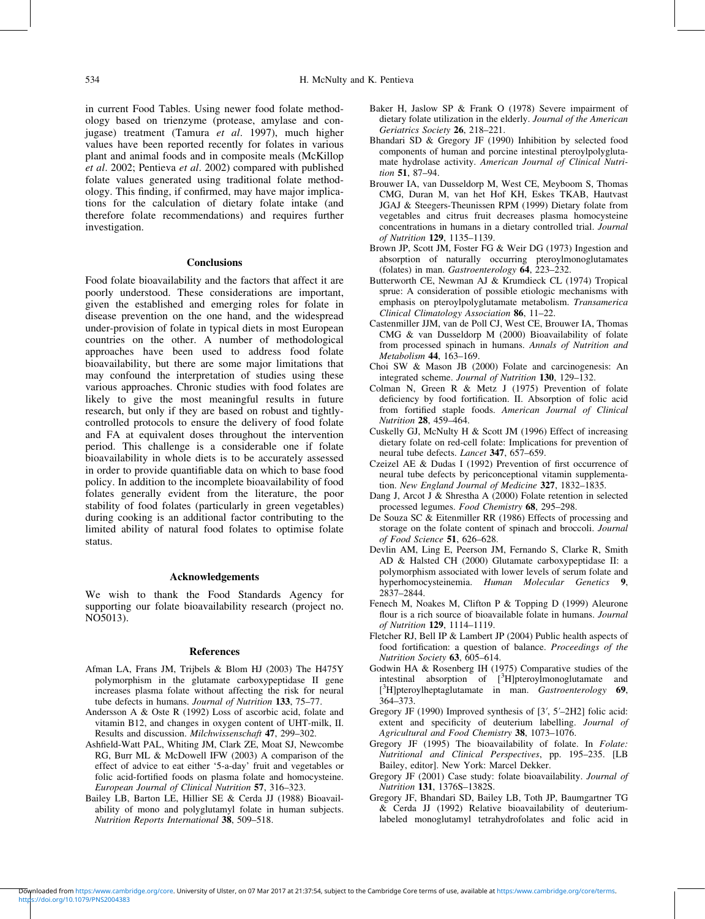in current Food Tables. Using newer food folate methodology based on trienzyme (protease, amylase and conjugase) treatment (Tamura *et al*. 1997), much higher values have been reported recently for folates in various plant and animal foods and in composite meals (McKillop *et al*. 2002; Pentieva *et al*. 2002) compared with published folate values generated using traditional folate methodology. This finding, if confirmed, may have major implications for the calculation of dietary folate intake (and therefore folate recommendations) and requires further investigation.

## Conclusions

Food folate bioavailability and the factors that affect it are poorly understood. These considerations are important, given the established and emerging roles for folate in disease prevention on the one hand, and the widespread under-provision of folate in typical diets in most European countries on the other. A number of methodological approaches have been used to address food folate bioavailability, but there are some major limitations that may confound the interpretation of studies using these various approaches. Chronic studies with food folates are likely to give the most meaningful results in future research, but only if they are based on robust and tightly-controlled protocols to ensure the delivery of food folate and FA at equivalent doses throughout the intervention period. This challenge is a considerable one if folate bioavailability in whole diets is to be accurately assessed in order to provide quantifiable data on which to base food policy. In addition to the incomplete bioavailability of food folates generally evident from the literature, the poor stability of food folates (particularly in green vegetables) during cooking is an additional factor contributing to the limited ability of natural food folates to optimise folate status.

## Acknowledgements

We wish to thank the Food Standards Agency for supporting our folate bioavailability research (project no. NO5013).

## References

Afman LA, Frans JM, Trijbels & Blom HJ (2003) The H475Y polymorphism in the glutamate carboxypeptidase II gene increases plasma folate without affecting the risk for neural tube defects in humans. *Journal of Nutrition* **133**, 75–77.

Andersson A & Oste R (1992) Loss of ascorbic acid, folate and vitamin B12, and changes in oxygen content of UHT-milk, II. Results and discussion. *Milchwissenschaft* **47**, 299–302.

Ashfield-Watt PAL, Whiting JM, Clark ZE, Moat SJ, Newcombe RG, Burr ML & McDowell IFW (2003) A comparison of the effect of advice to eat either '5-a-day' fruit and vegetables or folic acid-fortified foods on plasma folate and homocysteine. *European Journal of Clinical Nutrition* **57**, 316–323.

Bailey LB, Barton LE, Hillier SE & Cerda JJ (1988) Bioavailability of mono and polyglutamyl folate in human subjects. *Nutrition Reports International* **38**, 509–518.

Baker H, Jaslow SP & Frank O (1978) Severe impairment of dietary folate utilization in the elderly. *Journal of the American Geriatrics Society* **26**, 218–221.

Bhandari SD & Gregory JF (1990) Inhibition by selected food components of human and porcine intestinal pteroylpolyglutamate hydrolase activity. *American Journal of Clinical Nutrition* **51**, 87–94.

Brouwer IA, van Dusseldorp M, West CE, Meyboom S, Thomas CMG, Duran M, van het Hof KH, Eskes TKAB, Hautvast JGAJ & Steegers-Theunissen RPM (1999) Dietary folate from vegetables and citrus fruit decreases plasma homocysteine concentrations in humans in a dietary controlled trial. *Journal of Nutrition* **129**, 1135–1139.

Brown JP, Scott JM, Foster FG & Weir DG (1973) Ingestion and absorption of naturally occurring pteroylmonoglutamates (folates) in man. *Gastroenterology* **64**, 223–232.

Butterworth CE, Newman AJ & Krumdieck CL (1974) Tropical sprue: A consideration of possible etiologic mechanisms with emphasis on pteroylpolyglutamate metabolism. *Transamerica Clinical Climatology Association* **86**, 11–22.

Castenmiller JJM, van de Poll CJ, West CE, Brouwer IA, Thomas CMG & van Dusseldorp M (2000) Bioavailability of folate from processed spinach in humans. *Annals of Nutrition and Metabolism* **44**, 163–169.

Choi SW & Mason JB (2000) Folate and carcinogenesis: An integrated scheme. *Journal of Nutrition* **130**, 129–132.

Colman N, Green R & Metz J (1975) Prevention of folate deficiency by food fortification. II. Absorption of folic acid from fortified staple foods. *American Journal of Clinical Nutrition* **28**, 459–464.

Cuskelly GJ, McNulty H & Scott JM (1996) Effect of increasing dietary folate on red-cell folate: Implications for prevention of neural tube defects. *Lancet* **347**, 657–659.

Czeizel AE & Dudas I (1992) Prevention of first occurrence of neural tube defects by periconceptional vitamin supplementation. *New England Journal of Medicine* **327**, 1832–1835.

Dang J, Arcot J & Shrestha A (2000) Folate retention in selected processed legumes. *Food Chemistry* **68**, 295–298.

De Souza SC & Eitenmiller RR (1986) Effects of processing and storage on the folate content of spinach and broccoli. *Journal of Food Science* **51**, 626–628.

Devlin AM, Ling E, Peerson JM, Fernando S, Clarke R, Smith AD & Halsted CH (2000) Glutamate carboxypeptidase II: a polymorphism associated with lower levels of serum folate and hyperhomocysteinemia. *Human Molecular Genetics* **9**, 2837–2844.

Fenech M, Noakes M, Clifton P & Topping D (1999) Aleurone flour is a rich source of bioavailable folate in humans. *Journal of Nutrition* **129**, 1114–1119.

Fletcher RJ, Bell IP & Lambert JP (2004) Public health aspects of food fortification: a question of balance. *Proceedings of the Nutrition Society* **63**, 605–614.

Godwin HA & Rosenberg IH (1975) Comparative studies of the intestinal absorption of [$^3$H]pteroylmonoglutamate and [$^3$H]pteroylheptaglutamate in man. *Gastroenterology* **69**, 364–373.

Gregory JF (1990) Improved synthesis of [3′, 5′–2H2] folic acid: extent and specificity of deuterium labelling. *Journal of Agricultural and Food Chemistry* **38**, 1073–1076.

Gregory JF (1995) The bioavailability of folate. In *Folate: Nutritional and Clinical Perspectives*, pp. 195–235. [LB Bailey, editor]. New York: Marcel Dekker.

Gregory JF (2001) Case study: folate bioavailability. *Journal of Nutrition* **131**, 1376S–1382S.

Gregory JF, Bhandari SD, Bailey LB, Toth JP, Baumgartner TG & Cerda JJ (1992) Relative bioavailability of deuterium-labeled monoglutamyl tetrahydrofolates and folic acid in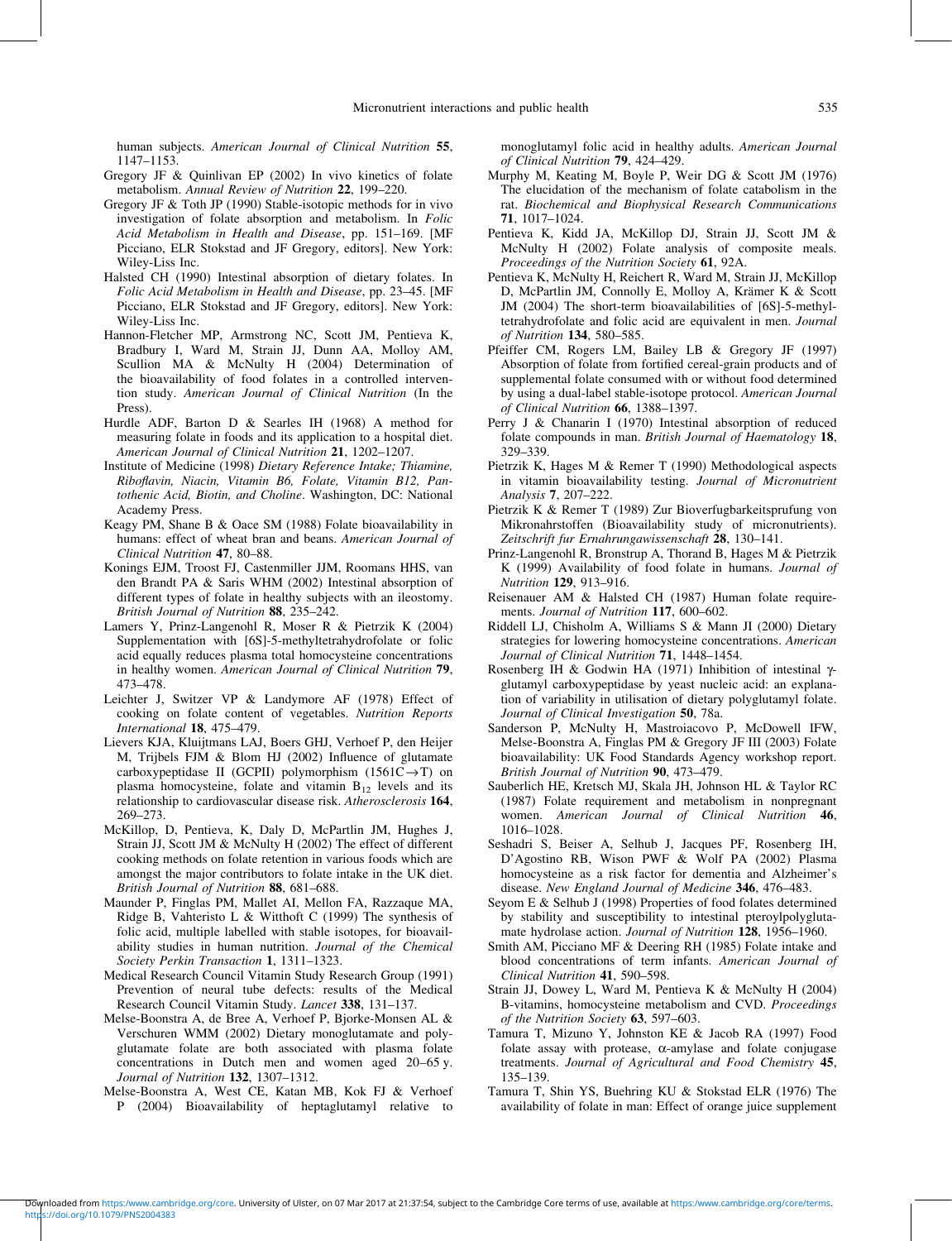human subjects. *American Journal of Clinical Nutrition* **55**, 1147–1153.

Gregory JF & Quinlivan EP (2002) In vivo kinetics of folate metabolism. *Annual Review of Nutrition* **22**, 199–220.

Gregory JF & Toth JP (1990) Stable-isotopic methods for in vivo investigation of folate absorption and metabolism. In *Folic Acid Metabolism in Health and Disease*, pp. 151–169. [MF Picciano, ELR Stokstad and JF Gregory, editors]. New York: Wiley-Liss Inc.

Halsted CH (1990) Intestinal absorption of dietary folates. In *Folic Acid Metabolism in Health and Disease*, pp. 23–45. [MF Picciano, ELR Stokstad and JF Gregory, editors]. New York: Wiley-Liss Inc.

Hannon-Fletcher MP, Armstrong NC, Scott JM, Pentieva K, Bradbury I, Ward M, Strain JJ, Dunn AA, Molloy AM, Scullion MA & McNulty H (2004) Determination of the bioavailability of food folates in a controlled intervention study. *American Journal of Clinical Nutrition* (In the Press).

Hurdle ADF, Barton D & Searles IH (1968) A method for measuring folate in foods and its application to a hospital diet. *American Journal of Clinical Nutrition* **21**, 1202–1207.

Institute of Medicine (1998) *Dietary Reference Intake; Thiamine, Riboflavin, Niacin, Vitamin B6, Folate, Vitamin B12, Pantothenic Acid, Biotin, and Choline*. Washington, DC: National Academy Press.

Keagy PM, Shane B & Oace SM (1988) Folate bioavailability in humans: effect of wheat bran and beans. *American Journal of Clinical Nutrition* **47**, 80–88.

Konings EJM, Troost FJ, Castenmiller JJM, Roomans HHS, van den Brandt PA & Saris WHM (2002) Intestinal absorption of different types of folate in healthy subjects with an ileostomy. *British Journal of Nutrition* **88**, 235–242.

Lamers Y, Prinz-Langenohl R, Moser R & Pietrzik K (2004) Supplementation with [6S]-5-methyltetrahydrofolate or folic acid equally reduces plasma total homocysteine concentrations in healthy women. *American Journal of Clinical Nutrition* **79**, 473–478.

Leichter J, Switzer VP & Landymore AF (1978) Effect of cooking on folate content of vegetables. *Nutrition Reports International* **18**, 475–479.

Lievers KJA, Kluijtmans LAJ, Boers GHJ, Verhoef P, den Heijer M, Trijbels FJM & Blom HJ (2002) Influence of glutamate carboxypeptidase II (GCPII) polymorphism ($1561C \rightarrow T$) on plasma homocysteine, folate and vitamin $B_{12}$ levels and its relationship to cardiovascular disease risk. *Atherosclerosis* **164**, 269–273.

McKillop, D, Pentieva, K, Daly D, McPartlin JM, Hughes J, Strain JJ, Scott JM & McNulty H (2002) The effect of different cooking methods on folate retention in various foods which are amongst the major contributors to folate intake in the UK diet. *British Journal of Nutrition* **88**, 681–688.

Maunder P, Finglas PM, Mallet AI, Mellon FA, Razzaque MA, Ridge B, Vahteristo L & Witthoft C (1999) The synthesis of folic acid, multiple labelled with stable isotopes, for bioavailability studies in human nutrition. *Journal of the Chemical Society Perkin Transaction* **1**, 1311–1323.

Medical Research Council Vitamin Study Research Group (1991) Prevention of neural tube defects: results of the Medical Research Council Vitamin Study. *Lancet* **338**, 131–137.

Melse-Boonstra A, de Bree A, Verhoef P, Bjorke-Monsen AL & Verschuren WMM (2002) Dietary monoglutamate and polyglutamate folate are both associated with plasma folate concentrations in Dutch men and women aged 20–65 y. *Journal of Nutrition* **132**, 1307–1312.

Melse-Boonstra A, West CE, Katan MB, Kok FJ & Verhoef P (2004) Bioavailability of heptaglutamyl relative to monoglutamyl folic acid in healthy adults. *American Journal of Clinical Nutrition* **79**, 424–429.

Murphy M, Keating M, Boyle P, Weir DG & Scott JM (1976) The elucidation of the mechanism of folate catabolism in the rat. *Biochemical and Biophysical Research Communications* **71**, 1017–1024.

Pentieva K, Kidd JA, McKillop DJ, Strain JJ, Scott JM & McNulty H (2002) Folate analysis of composite meals. *Proceedings of the Nutrition Society* **61**, 92A.

Pentieva K, McNulty H, Reichert R, Ward M, Strain JJ, McKillop D, McPartlin JM, Connolly E, Molloy A, Krämer K & Scott JM (2004) The short-term bioavailabilities of [6S]-5-methyltetrahydrofolate and folic acid are equivalent in men. *Journal of Nutrition* **134**, 580–585.

Pfeiffer CM, Rogers LM, Bailey LB & Gregory JF (1997) Absorption of folate from fortified cereal-grain products and of supplemental folate consumed with or without food determined by using a dual-label stable-isotope protocol. *American Journal of Clinical Nutrition* **66**, 1388–1397.

Perry J & Chanarin I (1970) Intestinal absorption of reduced folate compounds in man. *British Journal of Haematology* **18**, 329–339.

Pietrzik K, Hages M & Remer T (1990) Methodological aspects in vitamin bioavailability testing. *Journal of Micronutrient Analysis* **7**, 207–222.

Pietrzik K & Remer T (1989) Zur Bioverfugbarkeitsprufung von Mikronahrstoffen (Bioavailability study of micronutrients). *Zeitschrift fur Ernahrungawissenschaft* **28**, 130–141.

Prinz-Langenohl R, Bronstrup A, Thorand B, Hages M & Pietrzik K (1999) Availability of food folate in humans. *Journal of Nutrition* **129**, 913–916.

Reisenauer AM & Halsted CH (1987) Human folate requirements. *Journal of Nutrition* **117**, 600–602.

Riddell LJ, Chisholm A, Williams S & Mann JI (2000) Dietary strategies for lowering homocysteine concentrations. *American Journal of Clinical Nutrition* **71**, 1448–1454.

Rosenberg IH & Godwin HA (1971) Inhibition of intestinal $\gamma$-glutamyl carboxypeptidase by yeast nucleic acid: an explanation of variability in utilisation of dietary polyglutamyl folate. *Journal of Clinical Investigation* **50**, 78a.

Sanderson P, McNulty H, Mastroiacovo P, McDowell IFW, Melse-Boonstra A, Finglas PM & Gregory JF III (2003) Folate bioavailability: UK Food Standards Agency workshop report. *British Journal of Nutrition* **90**, 473–479.

Sauberlich HE, Kretsch MJ, Skala JH, Johnson HL & Taylor RC (1987) Folate requirement and metabolism in nonpregnant women. *American Journal of Clinical Nutrition* **46**, 1016–1028.

Seshadri S, Beiser A, Selhub J, Jacques PF, Rosenberg IH, D'Agostino RB, Wison PWF & Wolf PA (2002) Plasma homocysteine as a risk factor for dementia and Alzheimer's disease. *New England Journal of Medicine* **346**, 476–483.

Seyom E & Selhub J (1998) Properties of food folates determined by stability and susceptibility to intestinal pteroylpolyglutamate hydrolase action. *Journal of Nutrition* **128**, 1956–1960.

Smith AM, Picciano MF & Deering RH (1985) Folate intake and blood concentrations of term infants. *American Journal of Clinical Nutrition* **41**, 590–598.

Strain JJ, Dowey L, Ward M, Pentieva K & McNulty H (2004) B-vitamins, homocysteine metabolism and CVD. *Proceedings of the Nutrition Society* **63**, 597–603.

Tamura T, Mizuno Y, Johnston KE & Jacob RA (1997) Food folate assay with protease, $\alpha$-amylase and folate conjugase treatments. *Journal of Agricultural and Food Chemistry* **45**, 135–139.

Tamura T, Shin YS, Buehring KU & Stokstad ELR (1976) The availability of folate in man: Effect of orange juice supplement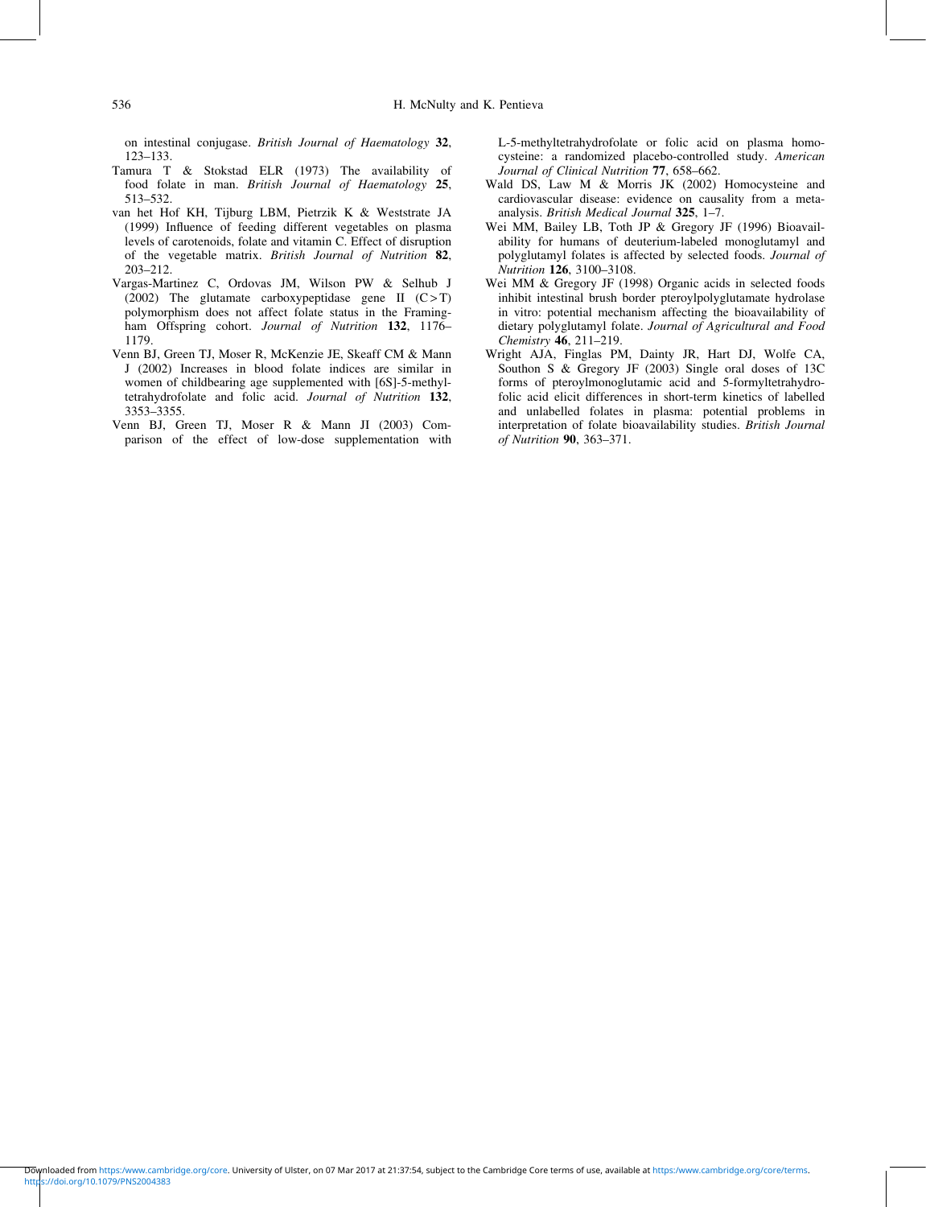on intestinal conjugase. *British Journal of Haematology* **32**, 123–133.

Tamura T & Stokstad ELR (1973) The availability of food folate in man. *British Journal of Haematology* **25**, 513–532.

van het Hof KH, Tijburg LBM, Pietrzik K & Weststrate JA (1999) Influence of feeding different vegetables on plasma levels of carotenoids, folate and vitamin C. Effect of disruption of the vegetable matrix. *British Journal of Nutrition* **82**, 203–212.

Vargas-Martinez C, Ordovas JM, Wilson PW & Selhub J (2002) The glutamate carboxypeptidase gene II (C > T) polymorphism does not affect folate status in the Framingham Offspring cohort. *Journal of Nutrition* **132**, 1176–1179.

Venn BJ, Green TJ, Moser R, McKenzie JE, Skeaff CM & Mann J (2002) Increases in blood folate indices are similar in women of childbearing age supplemented with [6S]-5-methyltetrahydrofolate and folic acid. *Journal of Nutrition* **132**, 3353–3355.

Venn BJ, Green TJ, Moser R & Mann JI (2003) Comparison of the effect of low-dose supplementation with L-5-methyltetrahydrofolate or folic acid on plasma homocysteine: a randomized placebo-controlled study. *American Journal of Clinical Nutrition* **77**, 658–662.

Wald DS, Law M & Morris JK (2002) Homocysteine and cardiovascular disease: evidence on causality from a meta-analysis. *British Medical Journal* **325**, 1–7.

Wei MM, Bailey LB, Toth JP & Gregory JF (1996) Bioavailability for humans of deuterium-labeled monoglutamyl and polyglutamyl folates is affected by selected foods. *Journal of Nutrition* **126**, 3100–3108.

Wei MM & Gregory JF (1998) Organic acids in selected foods inhibit intestinal brush border pteroylpolyglutamate hydrolase in vitro: potential mechanism affecting the bioavailability of dietary polyglutamyl folate. *Journal of Agricultural and Food Chemistry* **46**, 211–219.

Wright AJA, Finglas PM, Dainty JR, Hart DJ, Wolfe CA, Southon S & Gregory JF (2003) Single oral doses of 13C forms of pteroylmonoglutamic acid and 5-formyltetrahydrofolic acid elicit differences in short-term kinetics of labelled and unlabelled folates in plasma: potential problems in interpretation of folate bioavailability studies. *British Journal of Nutrition* **90**, 363–371.